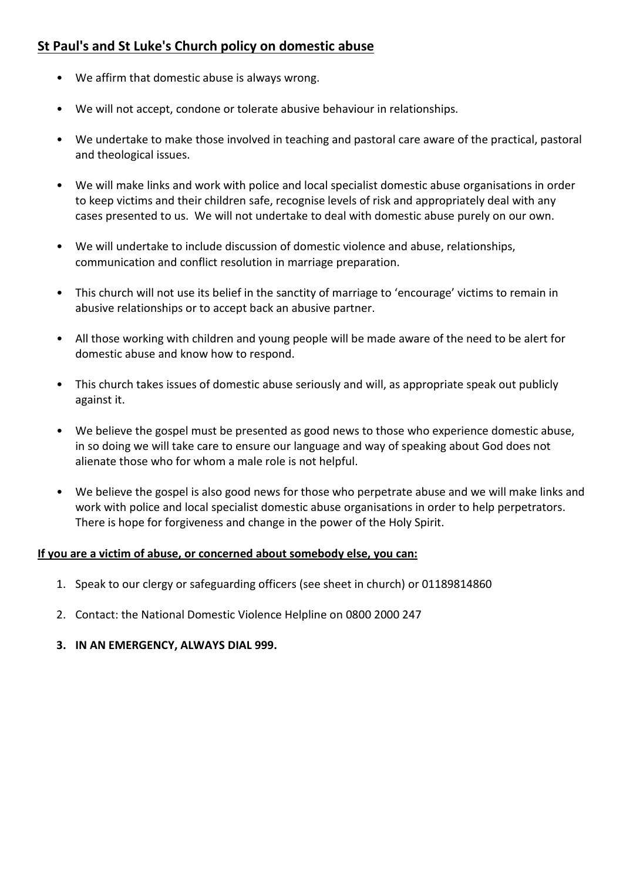## St Paul's and St Luke's Church policy on domestic abuse

- We affirm that domestic abuse is always wrong.
- We will not accept, condone or tolerate abusive behaviour in relationships.
- We undertake to make those involved in teaching and pastoral care aware of the practical, pastoral and theological issues.
- We will make links and work with police and local specialist domestic abuse organisations in order to keep victims and their children safe, recognise levels of risk and appropriately deal with any cases presented to us. We will not undertake to deal with domestic abuse purely on our own.
- We will undertake to include discussion of domestic violence and abuse, relationships, communication and conflict resolution in marriage preparation.
- This church will not use its belief in the sanctity of marriage to 'encourage' victims to remain in abusive relationships or to accept back an abusive partner.
- All those working with children and young people will be made aware of the need to be alert for domestic abuse and know how to respond.
- This church takes issues of domestic abuse seriously and will, as appropriate speak out publicly against it.
- We believe the gospel must be presented as good news to those who experience domestic abuse, in so doing we will take care to ensure our language and way of speaking about God does not alienate those who for whom a male role is not helpful.
- We believe the gospel is also good news for those who perpetrate abuse and we will make links and work with police and local specialist domestic abuse organisations in order to help perpetrators. There is hope for forgiveness and change in the power of the Holy Spirit.

**If you are a victim of abuse, or concerned about somebody else, you can:**

1. Speak to our clergy or safeguarding officers (see sheet in church) or 01189814860
2. Contact: the National Domestic Violence Helpline on 0800 2000 247
3. **IN AN EMERGENCY, ALWAYS DIAL 999.**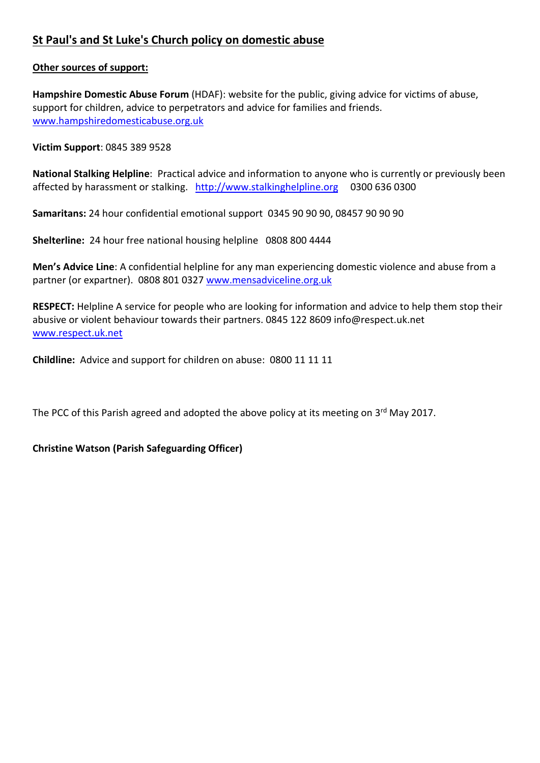## St Paul's and St Luke's Church policy on domestic abuse

**Other sources of support:**

**Hampshire Domestic Abuse Forum** (HDAF): website for the public, giving advice for victims of abuse, support for children, advice to perpetrators and advice for families and friends. www.hampshiredomesticabuse.org.uk

**Victim Support**: 0845 389 9528

**National Stalking Helpline**: Practical advice and information to anyone who is currently or previously been affected by harassment or stalking. http://www.stalkinghelpline.org 0300 636 0300

**Samaritans:** 24 hour confidential emotional support 0345 90 90 90, 08457 90 90 90

**Shelterline:** 24 hour free national housing helpline 0808 800 4444

**Men's Advice Line**: A confidential helpline for any man experiencing domestic violence and abuse from a partner (or expartner). 0808 801 0327 www.mensadviceline.org.uk

**RESPECT:** Helpline A service for people who are looking for information and advice to help them stop their abusive or violent behaviour towards their partners. 0845 122 8609 info@respect.uk.net www.respect.uk.net

**Childline:** Advice and support for children on abuse: 0800 11 11 11

The PCC of this Parish agreed and adopted the above policy at its meeting on 3rd May 2017.

**Christine Watson (Parish Safeguarding Officer)**